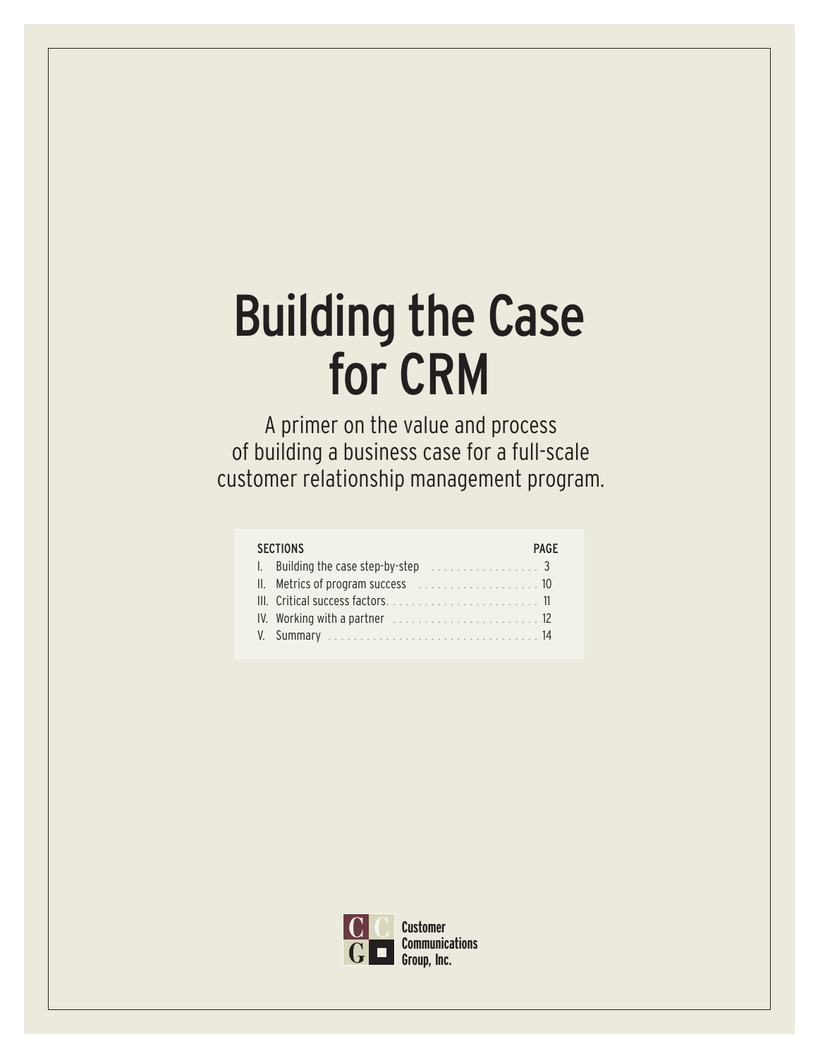# Building the Case for CRM

A primer on the value and process of building a business case for a full-scale customer relationship management program.

| SECTIONS | PAGE |
|---|---|
| I. Building the case step-by-step | 3 |
| II. Metrics of program success | 10 |
| III. Critical success factors | 11 |
| IV. Working with a partner | 12 |
| V. Summary | 14 |

Customer Communications Group, Inc.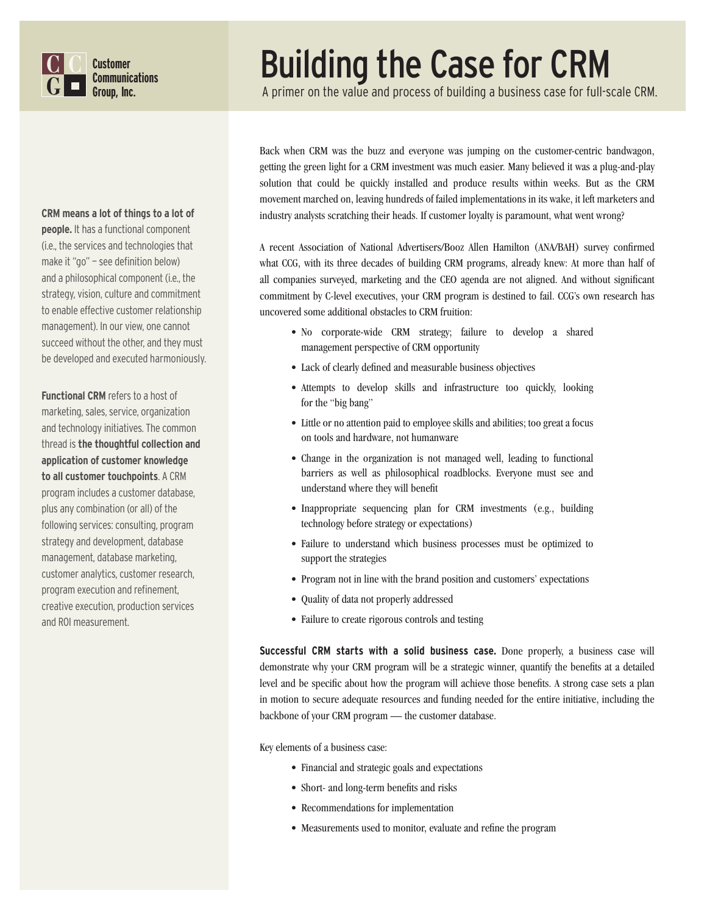Customer Communications Group, Inc.

# Building the Case for CRM

A primer on the value and process of building a business case for full-scale CRM.

Back when CRM was the buzz and everyone was jumping on the customer-centric bandwagon, getting the green light for a CRM investment was much easier. Many believed it was a plug-and-play solution that could be quickly installed and produce results within weeks. But as the CRM movement marched on, leaving hundreds of failed implementations in its wake, it left marketers and industry analysts scratching their heads. If customer loyalty is paramount, what went wrong?

A recent Association of National Advertisers/Booz Allen Hamilton (ANA/BAH) survey confirmed what CCG, with its three decades of building CRM programs, already knew: At more than half of all companies surveyed, marketing and the CEO agenda are not aligned. And without significant commitment by C-level executives, your CRM program is destined to fail. CCG's own research has uncovered some additional obstacles to CRM fruition:

- No corporate-wide CRM strategy; failure to develop a shared management perspective of CRM opportunity
- Lack of clearly defined and measurable business objectives
- Attempts to develop skills and infrastructure too quickly, looking for the "big bang"
- Little or no attention paid to employee skills and abilities; too great a focus on tools and hardware, not humanware
- Change in the organization is not managed well, leading to functional barriers as well as philosophical roadblocks. Everyone must see and understand where they will benefit
- Inappropriate sequencing plan for CRM investments (e.g., building technology before strategy or expectations)
- Failure to understand which business processes must be optimized to support the strategies
- Program not in line with the brand position and customers' expectations
- Quality of data not properly addressed
- Failure to create rigorous controls and testing

**Successful CRM starts with a solid business case.** Done properly, a business case will demonstrate why your CRM program will be a strategic winner, quantify the benefits at a detailed level and be specific about how the program will achieve those benefits. A strong case sets a plan in motion to secure adequate resources and funding needed for the entire initiative, including the backbone of your CRM program — the customer database.

Key elements of a business case:

- Financial and strategic goals and expectations
- Short- and long-term benefits and risks
- Recommendations for implementation
- Measurements used to monitor, evaluate and refine the program

**CRM means a lot of things to a lot of people.** It has a functional component (i.e., the services and technologies that make it "go" — see definition below) and a philosophical component (i.e., the strategy, vision, culture and commitment to enable effective customer relationship management). In our view, one cannot succeed without the other, and they must be developed and executed harmoniously.

**Functional CRM** refers to a host of marketing, sales, service, organization and technology initiatives. The common thread is **the thoughtful collection and application of customer knowledge to all customer touchpoints**. A CRM program includes a customer database, plus any combination (or all) of the following services: consulting, program strategy and development, database management, database marketing, customer analytics, customer research, program execution and refinement, creative execution, production services and ROI measurement.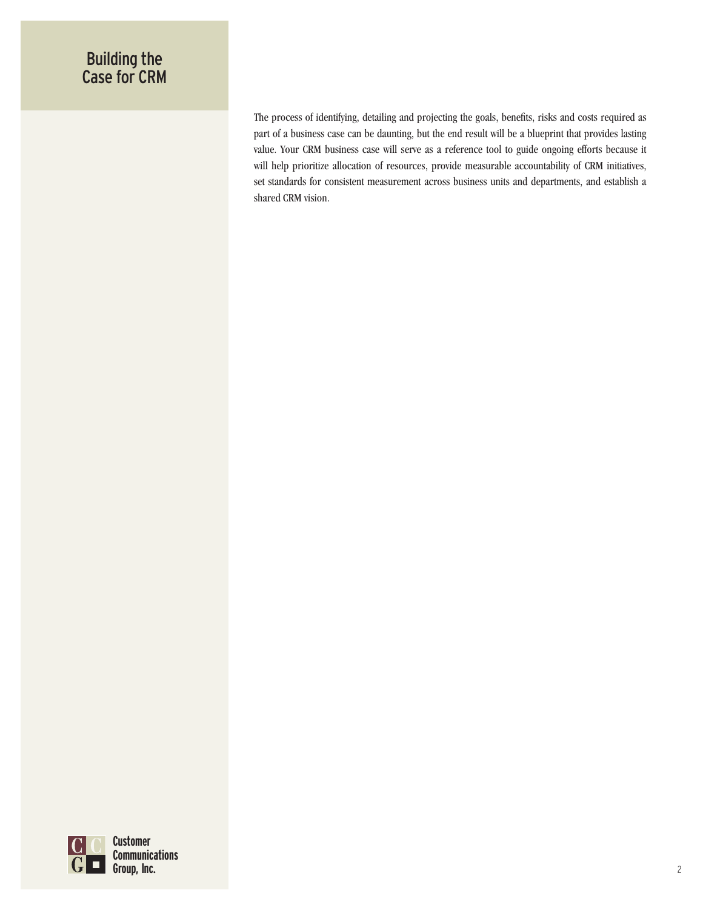The process of identifying, detailing and projecting the goals, benefits, risks and costs required as part of a business case can be daunting, but the end result will be a blueprint that provides lasting value. Your CRM business case will serve as a reference tool to guide ongoing efforts because it will help prioritize allocation of resources, provide measurable accountability of CRM initiatives, set standards for consistent measurement across business units and departments, and establish a shared CRM vision.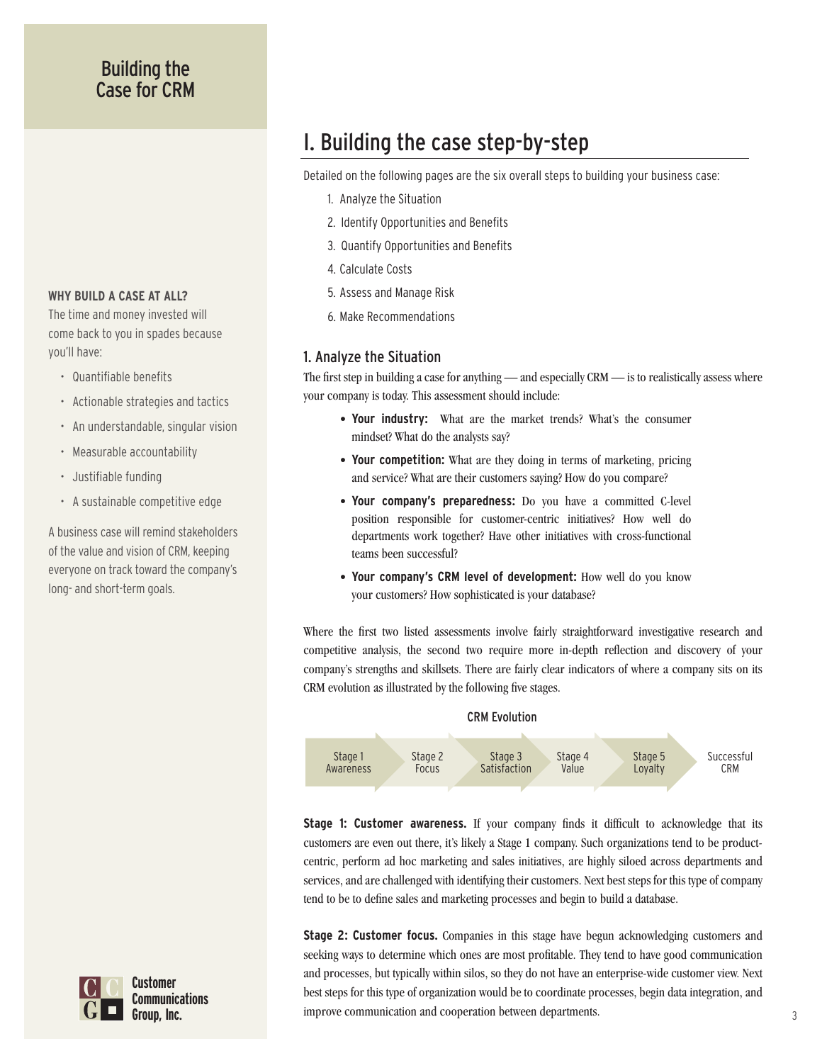## Building the Case for CRM

**WHY BUILD A CASE AT ALL?**

The time and money invested will come back to you in spades because you'll have:

- Quantifiable benefits
- Actionable strategies and tactics
- An understandable, singular vision
- Measurable accountability
- Justifiable funding
- A sustainable competitive edge

A business case will remind stakeholders of the value and vision of CRM, keeping everyone on track toward the company's long- and short-term goals.

# I. Building the case step-by-step

Detailed on the following pages are the six overall steps to building your business case:

1. Analyze the Situation
2. Identify Opportunities and Benefits
3. Quantify Opportunities and Benefits
4. Calculate Costs
5. Assess and Manage Risk
6. Make Recommendations

## 1. Analyze the Situation

The first step in building a case for anything — and especially CRM — is to realistically assess where your company is today. This assessment should include:

- **Your industry:** What are the market trends? What's the consumer mindset? What do the analysts say?
- **Your competition:** What are they doing in terms of marketing, pricing and service? What are their customers saying? How do you compare?
- **Your company's preparedness:** Do you have a committed C-level position responsible for customer-centric initiatives? How well do departments work together? Have other initiatives with cross-functional teams been successful?
- **Your company's CRM level of development:** How well do you know your customers? How sophisticated is your database?

Where the first two listed assessments involve fairly straightforward investigative research and competitive analysis, the second two require more in-depth reflection and discovery of your company's strengths and skillsets. There are fairly clear indicators of where a company sits on its CRM evolution as illustrated by the following five stages.

CRM Evolution

Stage 1 Awareness → Stage 2 Focus → Stage 3 Satisfaction → Stage 4 Value → Stage 5 Loyalty → Successful CRM

**Stage 1: Customer awareness.** If your company finds it difficult to acknowledge that its customers are even out there, it's likely a Stage 1 company. Such organizations tend to be product-centric, perform ad hoc marketing and sales initiatives, are highly siloed across departments and services, and are challenged with identifying their customers. Next best steps for this type of company tend to be to define sales and marketing processes and begin to build a database.

**Stage 2: Customer focus.** Companies in this stage have begun acknowledging customers and seeking ways to determine which ones are most profitable. They tend to have good communication and processes, but typically within silos, so they do not have an enterprise-wide customer view. Next best steps for this type of organization would be to coordinate processes, begin data integration, and improve communication and cooperation between departments.

Customer Communications Group, Inc.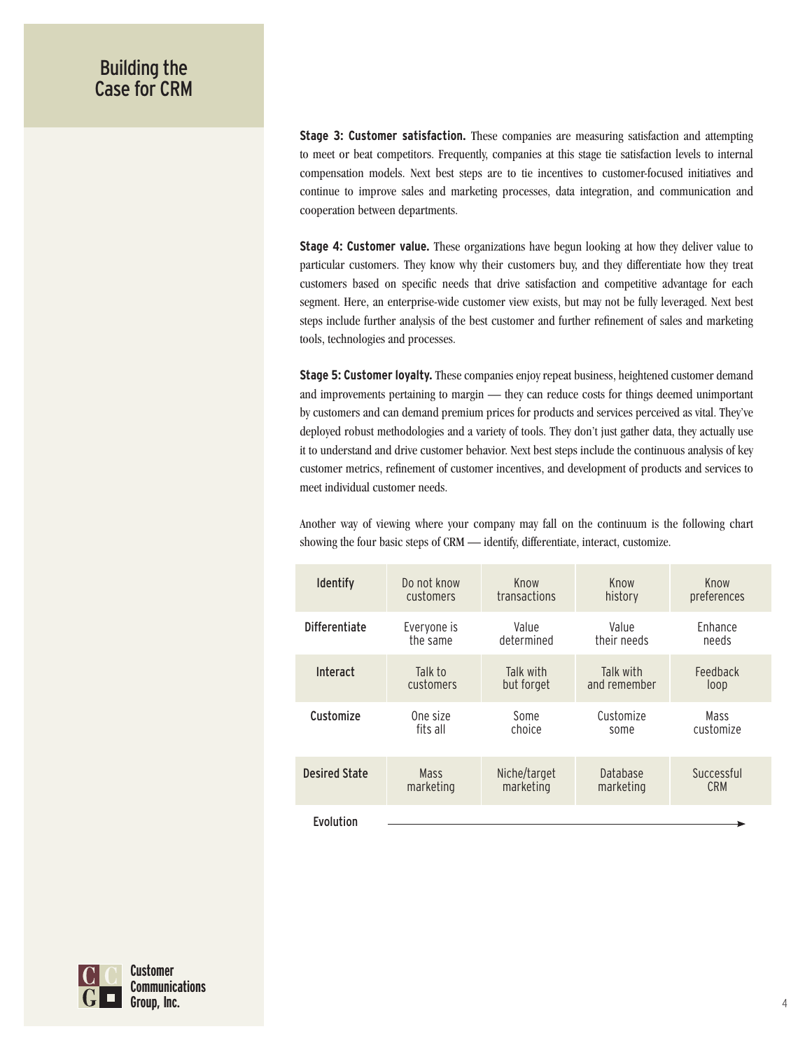**Stage 3: Customer satisfaction.** These companies are measuring satisfaction and attempting to meet or beat competitors. Frequently, companies at this stage tie satisfaction levels to internal compensation models. Next best steps are to tie incentives to customer-focused initiatives and continue to improve sales and marketing processes, data integration, and communication and cooperation between departments.

**Stage 4: Customer value.** These organizations have begun looking at how they deliver value to particular customers. They know why their customers buy, and they differentiate how they treat customers based on specific needs that drive satisfaction and competitive advantage for each segment. Here, an enterprise-wide customer view exists, but may not be fully leveraged. Next best steps include further analysis of the best customer and further refinement of sales and marketing tools, technologies and processes.

**Stage 5: Customer loyalty.** These companies enjoy repeat business, heightened customer demand and improvements pertaining to margin — they can reduce costs for things deemed unimportant by customers and can demand premium prices for products and services perceived as vital. They've deployed robust methodologies and a variety of tools. They don't just gather data, they actually use it to understand and drive customer behavior. Next best steps include the continuous analysis of key customer metrics, refinement of customer incentives, and development of products and services to meet individual customer needs.

Another way of viewing where your company may fall on the continuum is the following chart showing the four basic steps of CRM — identify, differentiate, interact, customize.

| | | | | |
|---|---|---|---|---|
| **Identify** | Do not know customers | Know transactions | Know history | Know preferences |
| **Differentiate** | Everyone is the same | Value determined | Value their needs | Enhance needs |
| **Interact** | Talk to customers | Talk with but forget | Talk with and remember | Feedback loop |
| **Customize** | One size fits all | Some choice | Customize some | Mass customize |
| **Desired State** | Mass marketing | Niche/target marketing | Database marketing | Successful CRM |
| **Evolution** | → | → | → | → |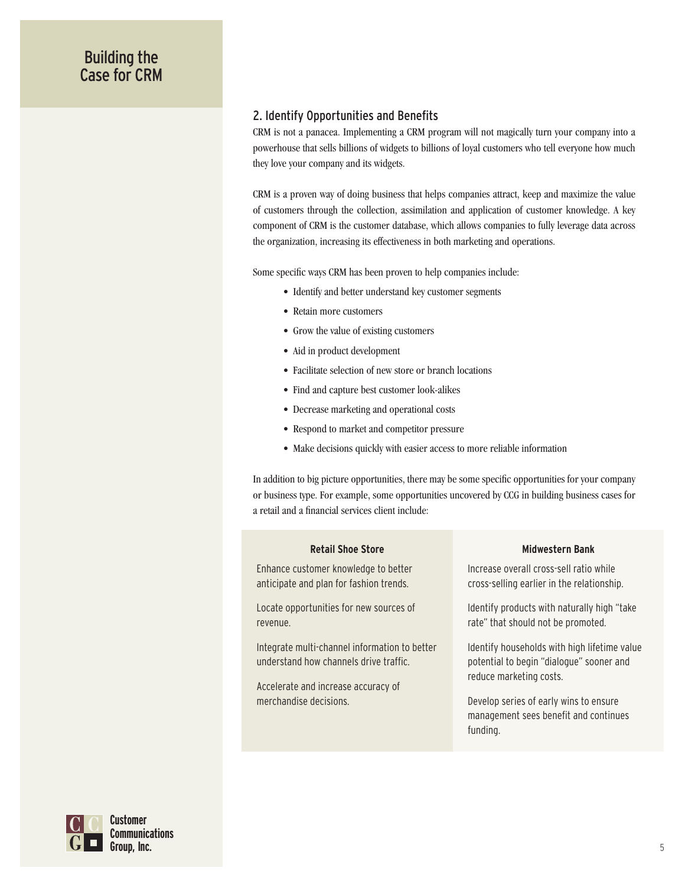## 2. Identify Opportunities and Benefits

CRM is not a panacea. Implementing a CRM program will not magically turn your company into a powerhouse that sells billions of widgets to billions of loyal customers who tell everyone how much they love your company and its widgets.

CRM is a proven way of doing business that helps companies attract, keep and maximize the value of customers through the collection, assimilation and application of customer knowledge. A key component of CRM is the customer database, which allows companies to fully leverage data across the organization, increasing its effectiveness in both marketing and operations.

Some specific ways CRM has been proven to help companies include:

- Identify and better understand key customer segments
- Retain more customers
- Grow the value of existing customers
- Aid in product development
- Facilitate selection of new store or branch locations
- Find and capture best customer look-alikes
- Decrease marketing and operational costs
- Respond to market and competitor pressure
- Make decisions quickly with easier access to more reliable information

In addition to big picture opportunities, there may be some specific opportunities for your company or business type. For example, some opportunities uncovered by CCG in building business cases for a retail and a financial services client include:

| Retail Shoe Store | Midwestern Bank |
| --- | --- |
| Enhance customer knowledge to better anticipate and plan for fashion trends. | Increase overall cross-sell ratio while cross-selling earlier in the relationship. |
| Locate opportunities for new sources of revenue. | Identify products with naturally high "take rate" that should not be promoted. |
| Integrate multi-channel information to better understand how channels drive traffic. | Identify households with high lifetime value potential to begin "dialogue" sooner and reduce marketing costs. |
| Accelerate and increase accuracy of merchandise decisions. | Develop series of early wins to ensure management sees benefit and continues funding. |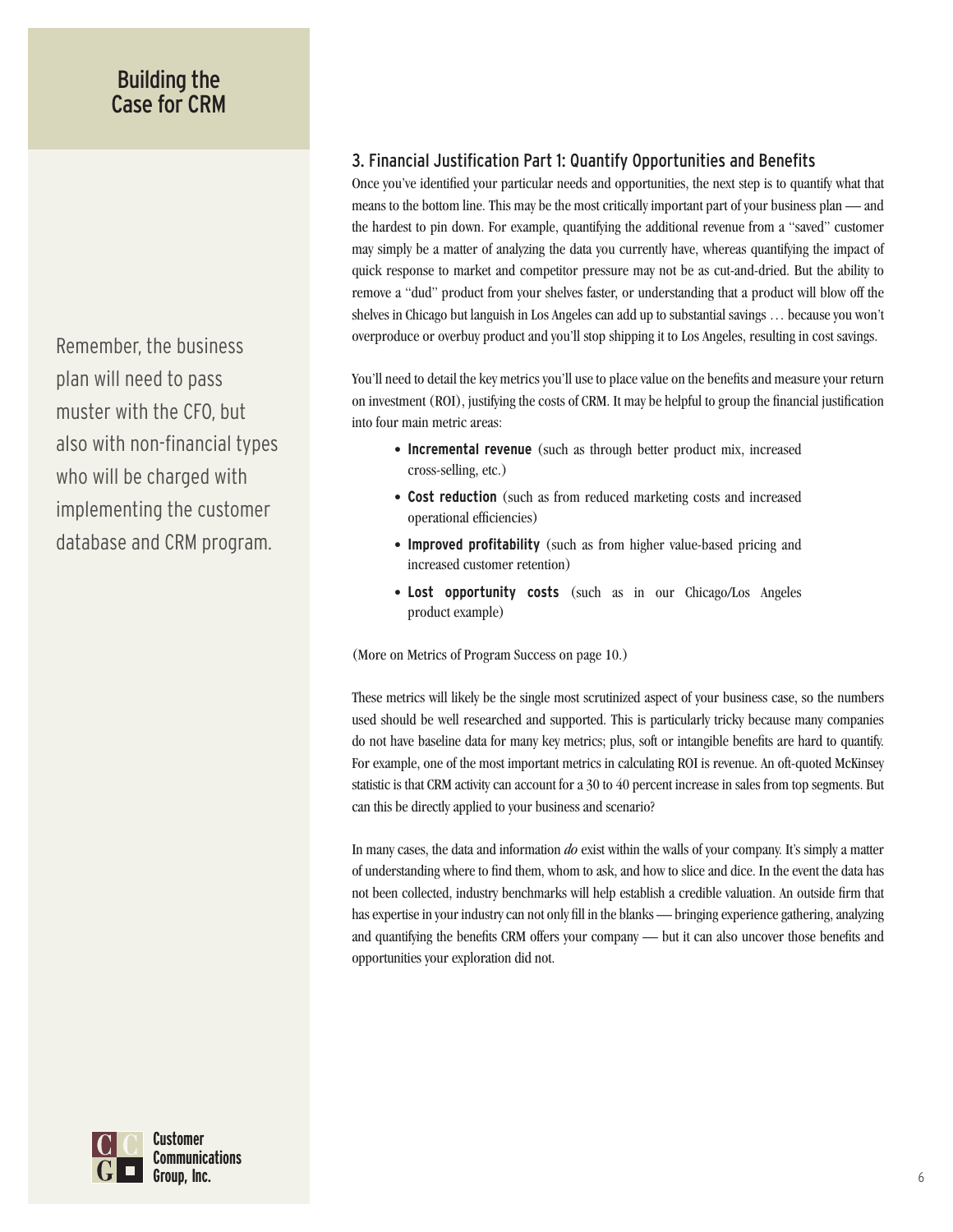Remember, the business plan will need to pass muster with the CFO, but also with non-financial types who will be charged with implementing the customer database and CRM program.

### 3. Financial Justification Part 1: Quantify Opportunities and Benefits

Once you've identified your particular needs and opportunities, the next step is to quantify what that means to the bottom line. This may be the most critically important part of your business plan — and the hardest to pin down. For example, quantifying the additional revenue from a "saved" customer may simply be a matter of analyzing the data you currently have, whereas quantifying the impact of quick response to market and competitor pressure may not be as cut-and-dried. But the ability to remove a "dud" product from your shelves faster, or understanding that a product will blow off the shelves in Chicago but languish in Los Angeles can add up to substantial savings … because you won't overproduce or overbuy product and you'll stop shipping it to Los Angeles, resulting in cost savings.

You'll need to detail the key metrics you'll use to place value on the benefits and measure your return on investment (ROI), justifying the costs of CRM. It may be helpful to group the financial justification into four main metric areas:

- **Incremental revenue** (such as through better product mix, increased cross-selling, etc.)
- **Cost reduction** (such as from reduced marketing costs and increased operational efficiencies)
- **Improved profitability** (such as from higher value-based pricing and increased customer retention)
- **Lost opportunity costs** (such as in our Chicago/Los Angeles product example)

(More on Metrics of Program Success on page 10.)

These metrics will likely be the single most scrutinized aspect of your business case, so the numbers used should be well researched and supported. This is particularly tricky because many companies do not have baseline data for many key metrics; plus, soft or intangible benefits are hard to quantify. For example, one of the most important metrics in calculating ROI is revenue. An oft-quoted McKinsey statistic is that CRM activity can account for a 30 to 40 percent increase in sales from top segments. But can this be directly applied to your business and scenario?

In many cases, the data and information *do* exist within the walls of your company. It's simply a matter of understanding where to find them, whom to ask, and how to slice and dice. In the event the data has not been collected, industry benchmarks will help establish a credible valuation. An outside firm that has expertise in your industry can not only fill in the blanks — bringing experience gathering, analyzing and quantifying the benefits CRM offers your company — but it can also uncover those benefits and opportunities your exploration did not.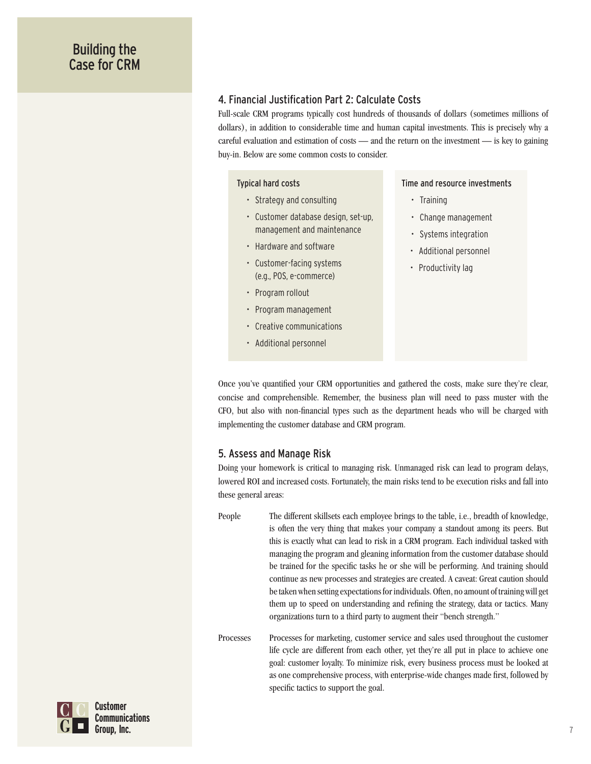## 4. Financial Justification Part 2: Calculate Costs

Full-scale CRM programs typically cost hundreds of thousands of dollars (sometimes millions of dollars), in addition to considerable time and human capital investments. This is precisely why a careful evaluation and estimation of costs — and the return on the investment — is key to gaining buy-in. Below are some common costs to consider.

**Typical hard costs**

- Strategy and consulting
- Customer database design, set-up, management and maintenance
- Hardware and software
- Customer-facing systems (e.g., POS, e-commerce)
- Program rollout
- Program management
- Creative communications
- Additional personnel

**Time and resource investments**

- Training
- Change management
- Systems integration
- Additional personnel
- Productivity lag

Once you've quantified your CRM opportunities and gathered the costs, make sure they're clear, concise and comprehensible. Remember, the business plan will need to pass muster with the CFO, but also with non-financial types such as the department heads who will be charged with implementing the customer database and CRM program.

## 5. Assess and Manage Risk

Doing your homework is critical to managing risk. Unmanaged risk can lead to program delays, lowered ROI and increased costs. Fortunately, the main risks tend to be execution risks and fall into these general areas:

**People** — The different skillsets each employee brings to the table, i.e., breadth of knowledge, is often the very thing that makes your company a standout among its peers. But this is exactly what can lead to risk in a CRM program. Each individual tasked with managing the program and gleaning information from the customer database should be trained for the specific tasks he or she will be performing. And training should continue as new processes and strategies are created. A caveat: Great caution should be taken when setting expectations for individuals. Often, no amount of training will get them up to speed on understanding and refining the strategy, data or tactics. Many organizations turn to a third party to augment their "bench strength."

**Processes** — Processes for marketing, customer service and sales used throughout the customer life cycle are different from each other, yet they're all put in place to achieve one goal: customer loyalty. To minimize risk, every business process must be looked at as one comprehensive process, with enterprise-wide changes made first, followed by specific tactics to support the goal.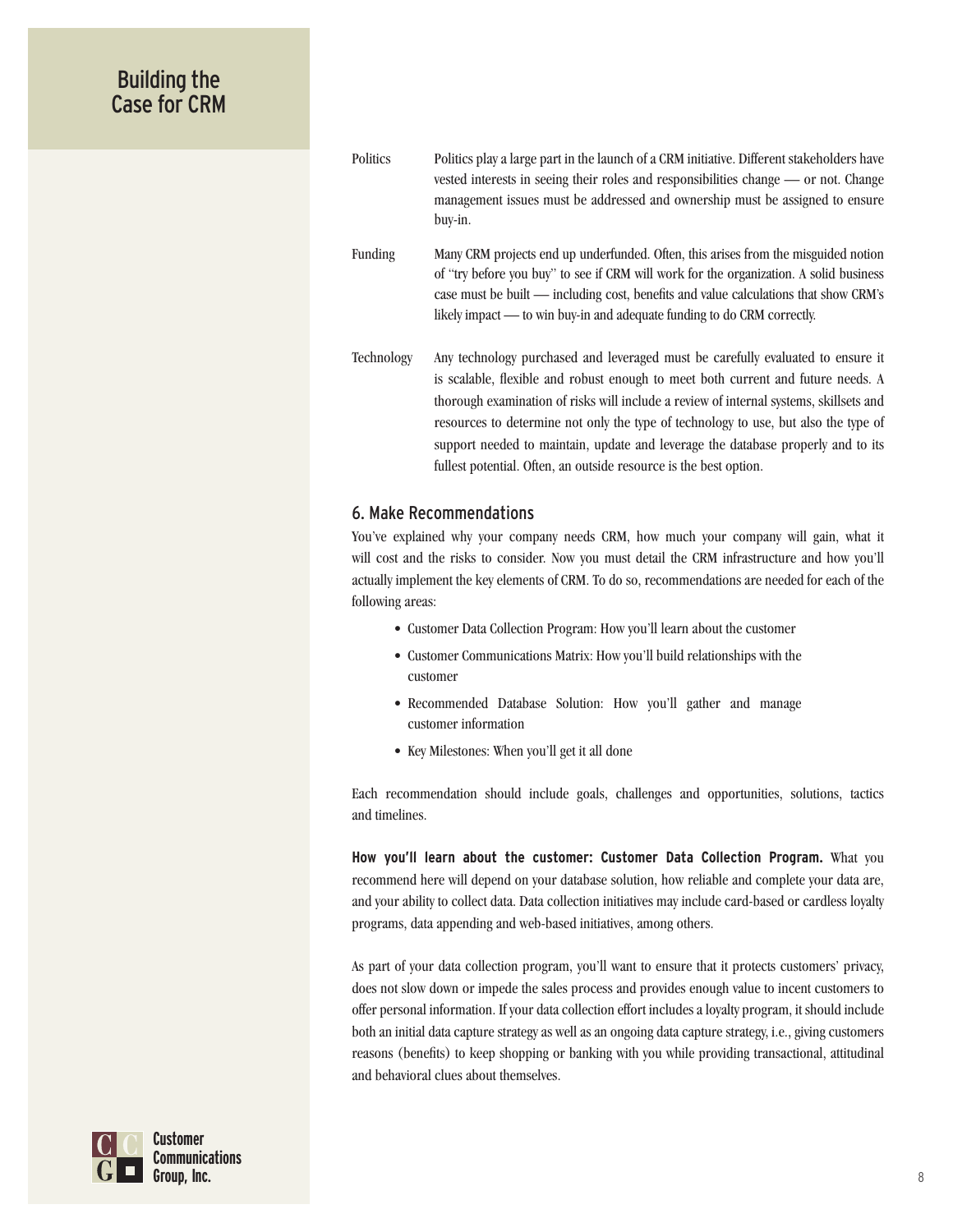| | |
|---|---|
| Politics | Politics play a large part in the launch of a CRM initiative. Different stakeholders have vested interests in seeing their roles and responsibilities change — or not. Change management issues must be addressed and ownership must be assigned to ensure buy-in. |
| Funding | Many CRM projects end up underfunded. Often, this arises from the misguided notion of "try before you buy" to see if CRM will work for the organization. A solid business case must be built — including cost, benefits and value calculations that show CRM's likely impact — to win buy-in and adequate funding to do CRM correctly. |
| Technology | Any technology purchased and leveraged must be carefully evaluated to ensure it is scalable, flexible and robust enough to meet both current and future needs. A thorough examination of risks will include a review of internal systems, skillsets and resources to determine not only the type of technology to use, but also the type of support needed to maintain, update and leverage the database properly and to its fullest potential. Often, an outside resource is the best option. |

## 6. Make Recommendations

You've explained why your company needs CRM, how much your company will gain, what it will cost and the risks to consider. Now you must detail the CRM infrastructure and how you'll actually implement the key elements of CRM. To do so, recommendations are needed for each of the following areas:

- Customer Data Collection Program: How you'll learn about the customer
- Customer Communications Matrix: How you'll build relationships with the customer
- Recommended Database Solution: How you'll gather and manage customer information
- Key Milestones: When you'll get it all done

Each recommendation should include goals, challenges and opportunities, solutions, tactics and timelines.

**How you'll learn about the customer: Customer Data Collection Program.** What you recommend here will depend on your database solution, how reliable and complete your data are, and your ability to collect data. Data collection initiatives may include card-based or cardless loyalty programs, data appending and web-based initiatives, among others.

As part of your data collection program, you'll want to ensure that it protects customers' privacy, does not slow down or impede the sales process and provides enough value to incent customers to offer personal information. If your data collection effort includes a loyalty program, it should include both an initial data capture strategy as well as an ongoing data capture strategy, i.e., giving customers reasons (benefits) to keep shopping or banking with you while providing transactional, attitudinal and behavioral clues about themselves.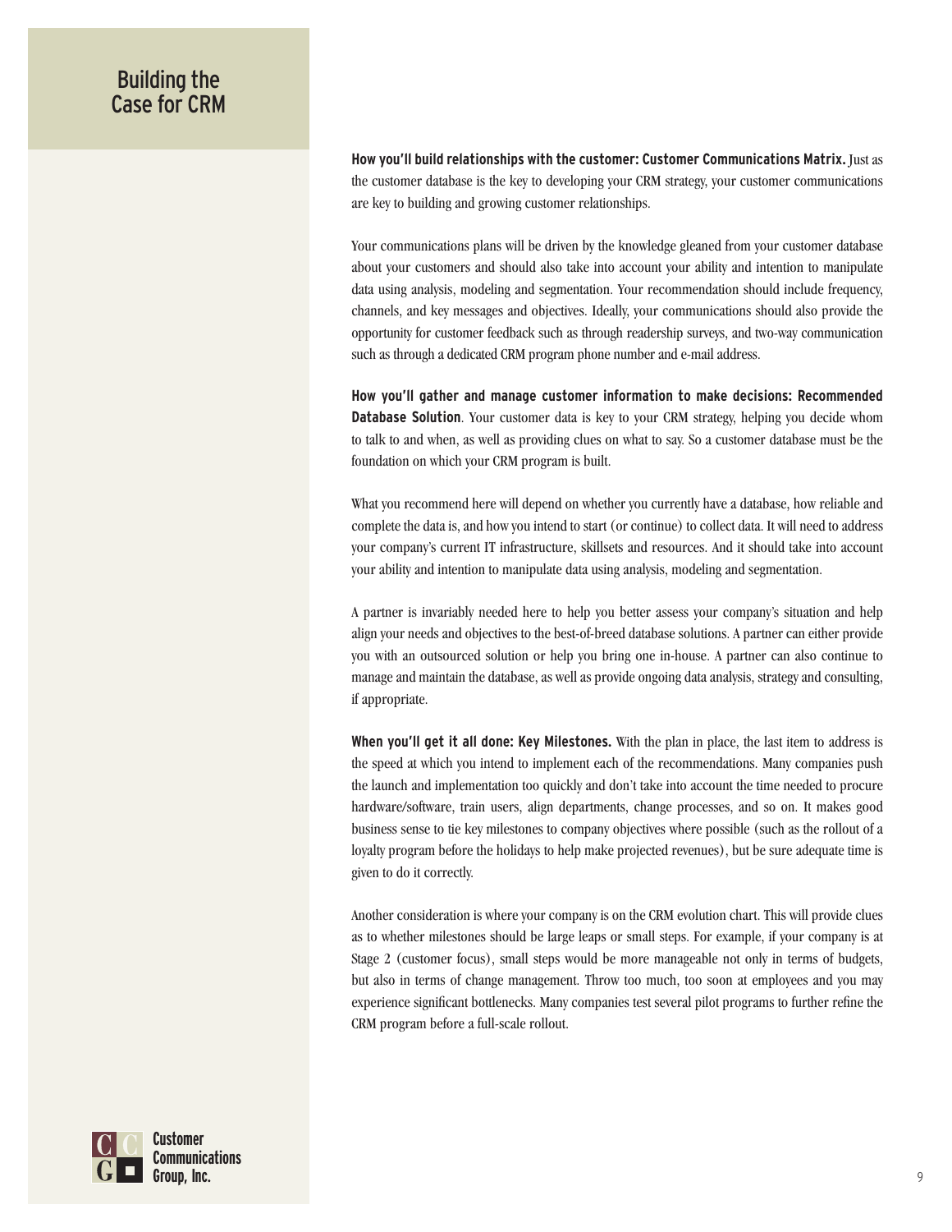**How you'll build relationships with the customer: Customer Communications Matrix.** Just as the customer database is the key to developing your CRM strategy, your customer communications are key to building and growing customer relationships.

Your communications plans will be driven by the knowledge gleaned from your customer database about your customers and should also take into account your ability and intention to manipulate data using analysis, modeling and segmentation. Your recommendation should include frequency, channels, and key messages and objectives. Ideally, your communications should also provide the opportunity for customer feedback such as through readership surveys, and two-way communication such as through a dedicated CRM program phone number and e-mail address.

**How you'll gather and manage customer information to make decisions: Recommended Database Solution**. Your customer data is key to your CRM strategy, helping you decide whom to talk to and when, as well as providing clues on what to say. So a customer database must be the foundation on which your CRM program is built.

What you recommend here will depend on whether you currently have a database, how reliable and complete the data is, and how you intend to start (or continue) to collect data. It will need to address your company's current IT infrastructure, skillsets and resources. And it should take into account your ability and intention to manipulate data using analysis, modeling and segmentation.

A partner is invariably needed here to help you better assess your company's situation and help align your needs and objectives to the best-of-breed database solutions. A partner can either provide you with an outsourced solution or help you bring one in-house. A partner can also continue to manage and maintain the database, as well as provide ongoing data analysis, strategy and consulting, if appropriate.

**When you'll get it all done: Key Milestones.** With the plan in place, the last item to address is the speed at which you intend to implement each of the recommendations. Many companies push the launch and implementation too quickly and don't take into account the time needed to procure hardware/software, train users, align departments, change processes, and so on. It makes good business sense to tie key milestones to company objectives where possible (such as the rollout of a loyalty program before the holidays to help make projected revenues), but be sure adequate time is given to do it correctly.

Another consideration is where your company is on the CRM evolution chart. This will provide clues as to whether milestones should be large leaps or small steps. For example, if your company is at Stage 2 (customer focus), small steps would be more manageable not only in terms of budgets, but also in terms of change management. Throw too much, too soon at employees and you may experience significant bottlenecks. Many companies test several pilot programs to further refine the CRM program before a full-scale rollout.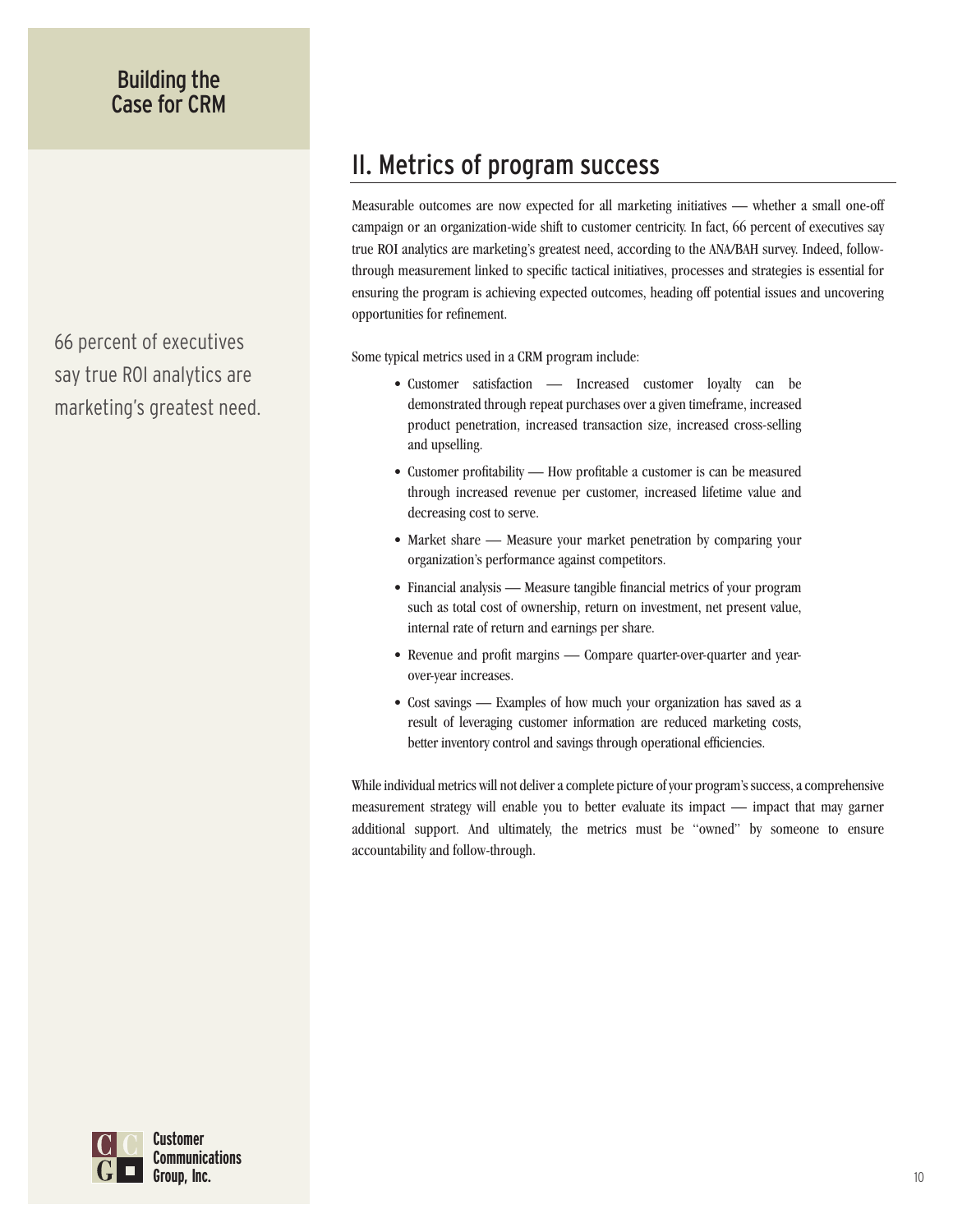## II. Metrics of program success

Measurable outcomes are now expected for all marketing initiatives — whether a small one-off campaign or an organization-wide shift to customer centricity. In fact, 66 percent of executives say true ROI analytics are marketing's greatest need, according to the ANA/BAH survey. Indeed, follow-through measurement linked to specific tactical initiatives, processes and strategies is essential for ensuring the program is achieving expected outcomes, heading off potential issues and uncovering opportunities for refinement.

66 percent of executives say true ROI analytics are marketing's greatest need.

Some typical metrics used in a CRM program include:

- Customer satisfaction — Increased customer loyalty can be demonstrated through repeat purchases over a given timeframe, increased product penetration, increased transaction size, increased cross-selling and upselling.
- Customer profitability — How profitable a customer is can be measured through increased revenue per customer, increased lifetime value and decreasing cost to serve.
- Market share — Measure your market penetration by comparing your organization's performance against competitors.
- Financial analysis — Measure tangible financial metrics of your program such as total cost of ownership, return on investment, net present value, internal rate of return and earnings per share.
- Revenue and profit margins — Compare quarter-over-quarter and year-over-year increases.
- Cost savings — Examples of how much your organization has saved as a result of leveraging customer information are reduced marketing costs, better inventory control and savings through operational efficiencies.

While individual metrics will not deliver a complete picture of your program's success, a comprehensive measurement strategy will enable you to better evaluate its impact — impact that may garner additional support. And ultimately, the metrics must be "owned" by someone to ensure accountability and follow-through.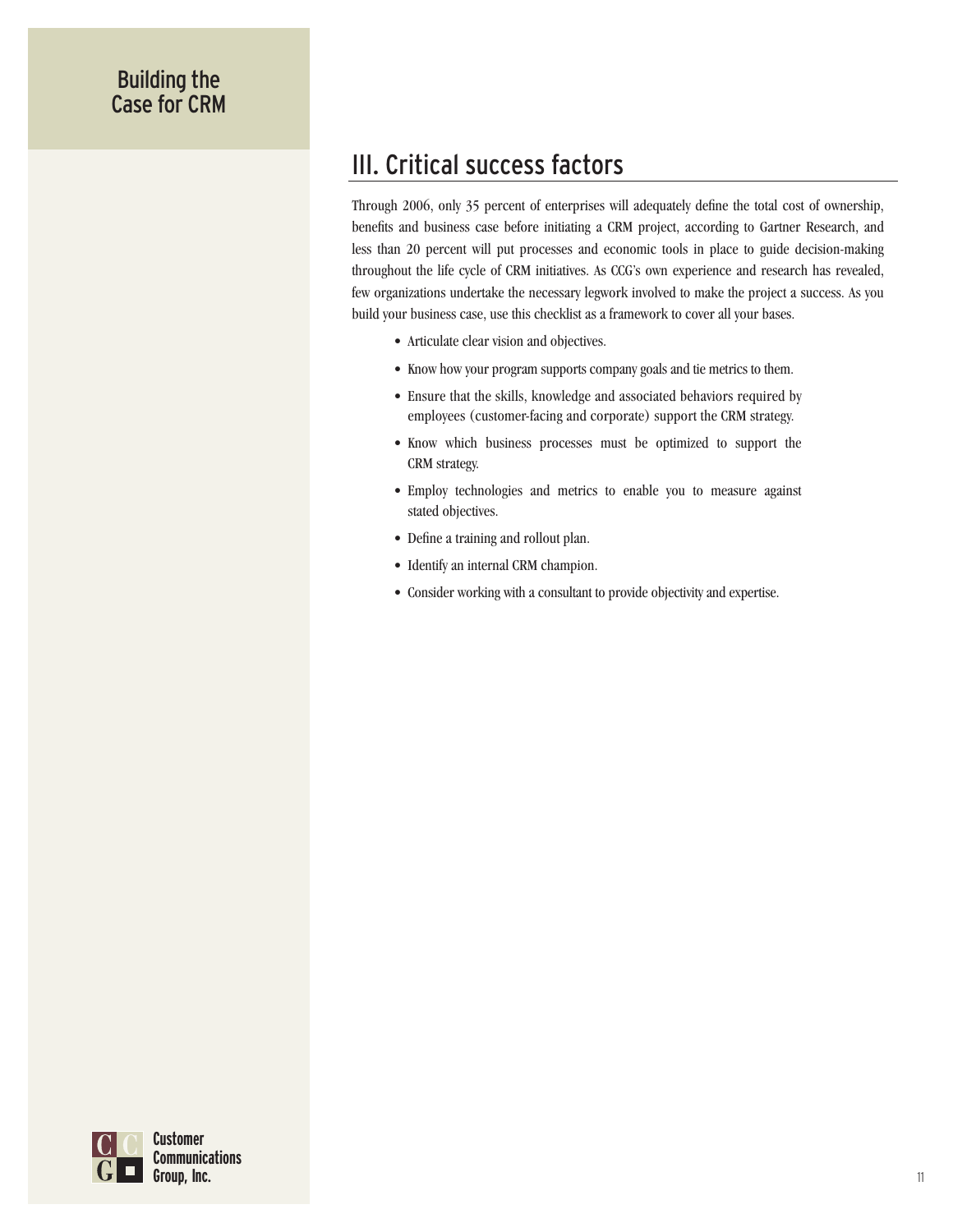## III. Critical success factors

Through 2006, only 35 percent of enterprises will adequately define the total cost of ownership, benefits and business case before initiating a CRM project, according to Gartner Research, and less than 20 percent will put processes and economic tools in place to guide decision-making throughout the life cycle of CRM initiatives. As CCG's own experience and research has revealed, few organizations undertake the necessary legwork involved to make the project a success. As you build your business case, use this checklist as a framework to cover all your bases.

- Articulate clear vision and objectives.
- Know how your program supports company goals and tie metrics to them.
- Ensure that the skills, knowledge and associated behaviors required by employees (customer-facing and corporate) support the CRM strategy.
- Know which business processes must be optimized to support the CRM strategy.
- Employ technologies and metrics to enable you to measure against stated objectives.
- Define a training and rollout plan.
- Identify an internal CRM champion.
- Consider working with a consultant to provide objectivity and expertise.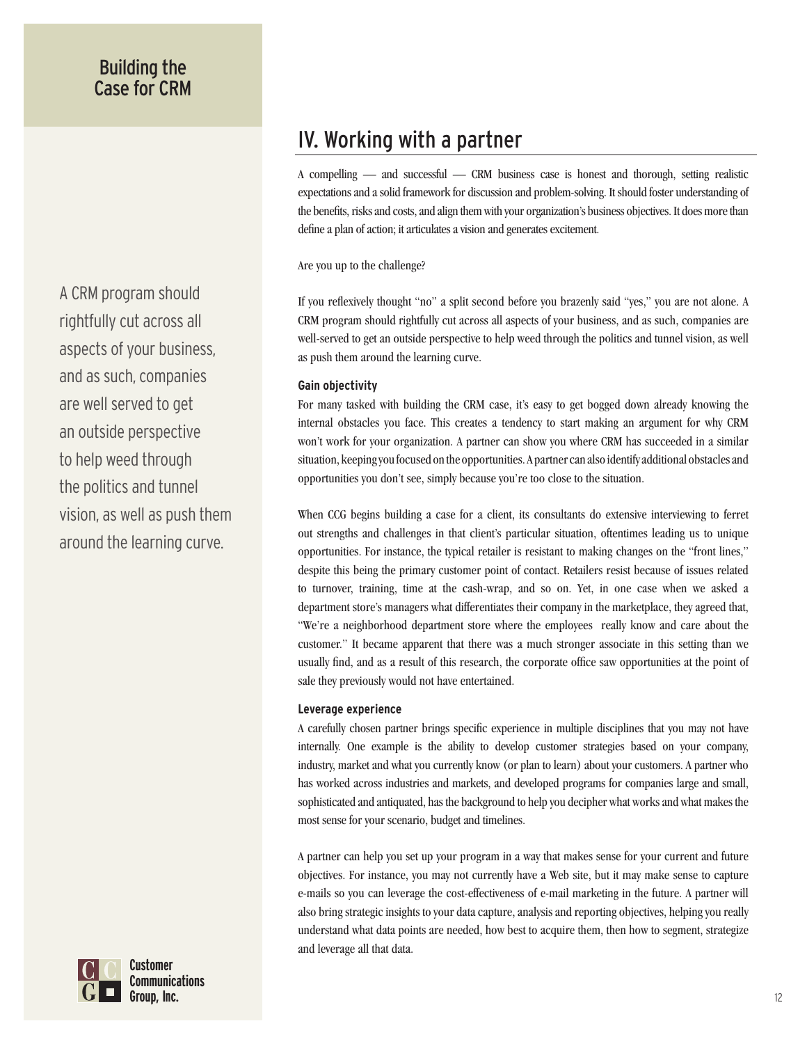## IV. Working with a partner

A compelling — and successful — CRM business case is honest and thorough, setting realistic expectations and a solid framework for discussion and problem-solving. It should foster understanding of the benefits, risks and costs, and align them with your organization's business objectives. It does more than define a plan of action; it articulates a vision and generates excitement.

Are you up to the challenge?

If you reflexively thought "no" a split second before you brazenly said "yes," you are not alone. A CRM program should rightfully cut across all aspects of your business, and as such, companies are well-served to get an outside perspective to help weed through the politics and tunnel vision, as well as push them around the learning curve.

> A CRM program should rightfully cut across all aspects of your business, and as such, companies are well served to get an outside perspective to help weed through the politics and tunnel vision, as well as push them around the learning curve.

#### Gain objectivity

For many tasked with building the CRM case, it's easy to get bogged down already knowing the internal obstacles you face. This creates a tendency to start making an argument for why CRM won't work for your organization. A partner can show you where CRM has succeeded in a similar situation, keeping you focused on the opportunities. A partner can also identify additional obstacles and opportunities you don't see, simply because you're too close to the situation.

When CCG begins building a case for a client, its consultants do extensive interviewing to ferret out strengths and challenges in that client's particular situation, oftentimes leading us to unique opportunities. For instance, the typical retailer is resistant to making changes on the "front lines," despite this being the primary customer point of contact. Retailers resist because of issues related to turnover, training, time at the cash-wrap, and so on. Yet, in one case when we asked a department store's managers what differentiates their company in the marketplace, they agreed that, "We're a neighborhood department store where the employees really know and care about the customer." It became apparent that there was a much stronger associate in this setting than we usually find, and as a result of this research, the corporate office saw opportunities at the point of sale they previously would not have entertained.

#### Leverage experience

A carefully chosen partner brings specific experience in multiple disciplines that you may not have internally. One example is the ability to develop customer strategies based on your company, industry, market and what you currently know (or plan to learn) about your customers. A partner who has worked across industries and markets, and developed programs for companies large and small, sophisticated and antiquated, has the background to help you decipher what works and what makes the most sense for your scenario, budget and timelines.

A partner can help you set up your program in a way that makes sense for your current and future objectives. For instance, you may not currently have a Web site, but it may make sense to capture e-mails so you can leverage the cost-effectiveness of e-mail marketing in the future. A partner will also bring strategic insights to your data capture, analysis and reporting objectives, helping you really understand what data points are needed, how best to acquire them, then how to segment, strategize and leverage all that data.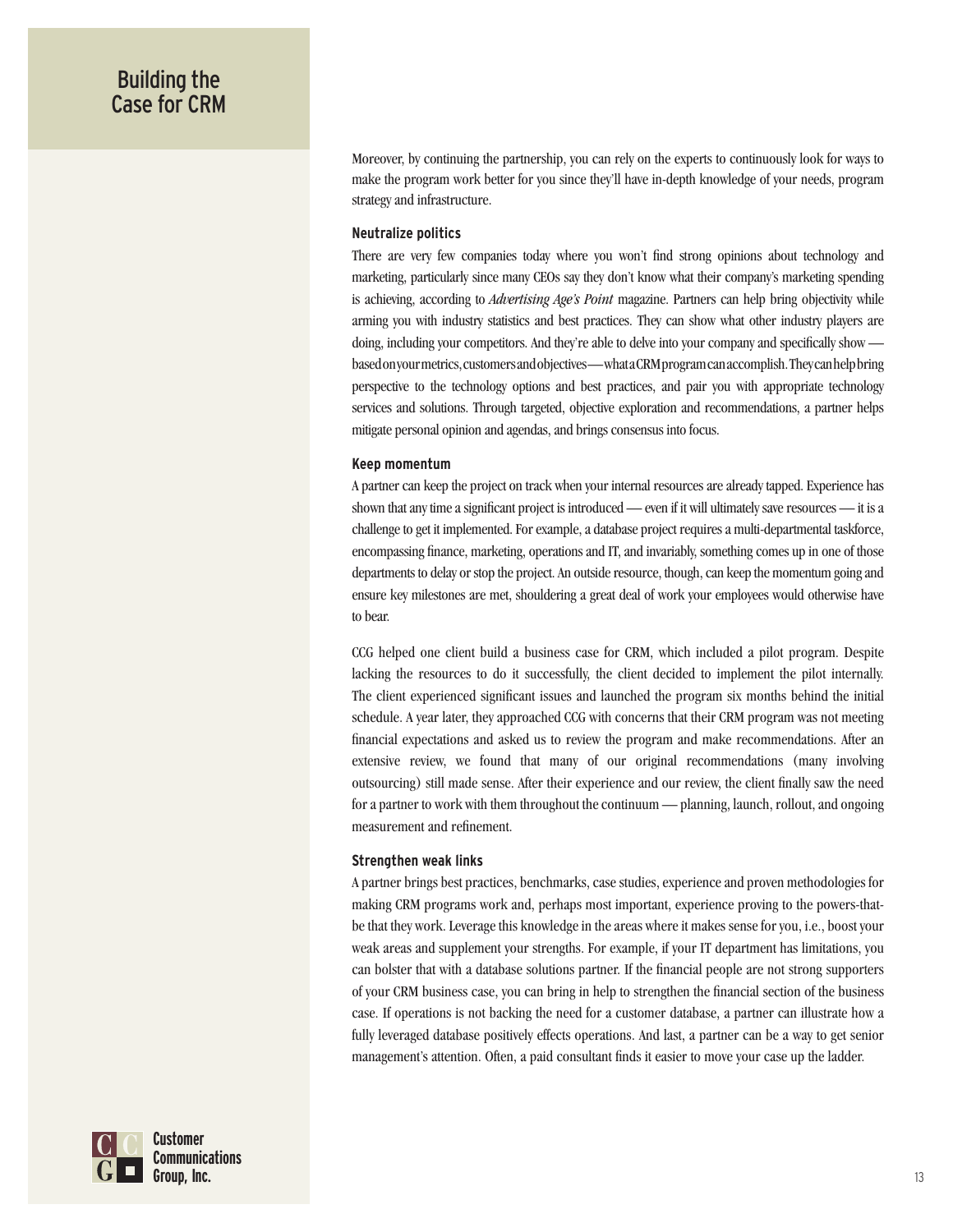Moreover, by continuing the partnership, you can rely on the experts to continuously look for ways to make the program work better for you since they'll have in-depth knowledge of your needs, program strategy and infrastructure.

### Neutralize politics

There are very few companies today where you won't find strong opinions about technology and marketing, particularly since many CEOs say they don't know what their company's marketing spending is achieving, according to *Advertising Age's Point* magazine. Partners can help bring objectivity while arming you with industry statistics and best practices. They can show what other industry players are doing, including your competitors. And they're able to delve into your company and specifically show — based on your metrics, customers and objectives — what a CRM program can accomplish. They can help bring perspective to the technology options and best practices, and pair you with appropriate technology services and solutions. Through targeted, objective exploration and recommendations, a partner helps mitigate personal opinion and agendas, and brings consensus into focus.

### Keep momentum

A partner can keep the project on track when your internal resources are already tapped. Experience has shown that any time a significant project is introduced — even if it will ultimately save resources — it is a challenge to get it implemented. For example, a database project requires a multi-departmental taskforce, encompassing finance, marketing, operations and IT, and invariably, something comes up in one of those departments to delay or stop the project. An outside resource, though, can keep the momentum going and ensure key milestones are met, shouldering a great deal of work your employees would otherwise have to bear.

CCG helped one client build a business case for CRM, which included a pilot program. Despite lacking the resources to do it successfully, the client decided to implement the pilot internally. The client experienced significant issues and launched the program six months behind the initial schedule. A year later, they approached CCG with concerns that their CRM program was not meeting financial expectations and asked us to review the program and make recommendations. After an extensive review, we found that many of our original recommendations (many involving outsourcing) still made sense. After their experience and our review, the client finally saw the need for a partner to work with them throughout the continuum — planning, launch, rollout, and ongoing measurement and refinement.

### Strengthen weak links

A partner brings best practices, benchmarks, case studies, experience and proven methodologies for making CRM programs work and, perhaps most important, experience proving to the powers-that-be that they work. Leverage this knowledge in the areas where it makes sense for you, i.e., boost your weak areas and supplement your strengths. For example, if your IT department has limitations, you can bolster that with a database solutions partner. If the financial people are not strong supporters of your CRM business case, you can bring in help to strengthen the financial section of the business case. If operations is not backing the need for a customer database, a partner can illustrate how a fully leveraged database positively effects operations. And last, a partner can be a way to get senior management's attention. Often, a paid consultant finds it easier to move your case up the ladder.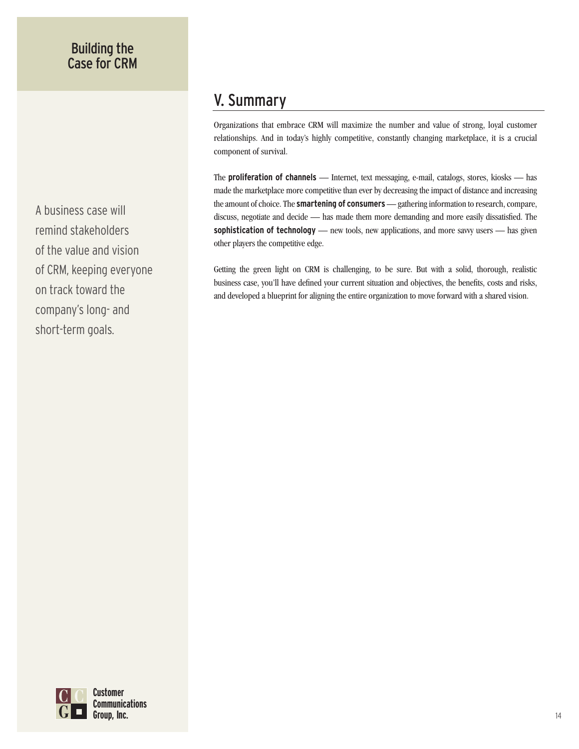## V. Summary

Organizations that embrace CRM will maximize the number and value of strong, loyal customer relationships. And in today's highly competitive, constantly changing marketplace, it is a crucial component of survival.

The **proliferation of channels** — Internet, text messaging, e-mail, catalogs, stores, kiosks — has made the marketplace more competitive than ever by decreasing the impact of distance and increasing the amount of choice. The **smartening of consumers** — gathering information to research, compare, discuss, negotiate and decide — has made them more demanding and more easily dissatisfied. The **sophistication of technology** — new tools, new applications, and more savvy users — has given other players the competitive edge.

Getting the green light on CRM is challenging, to be sure. But with a solid, thorough, realistic business case, you'll have defined your current situation and objectives, the benefits, costs and risks, and developed a blueprint for aligning the entire organization to move forward with a shared vision.

A business case will remind stakeholders of the value and vision of CRM, keeping everyone on track toward the company's long- and short-term goals.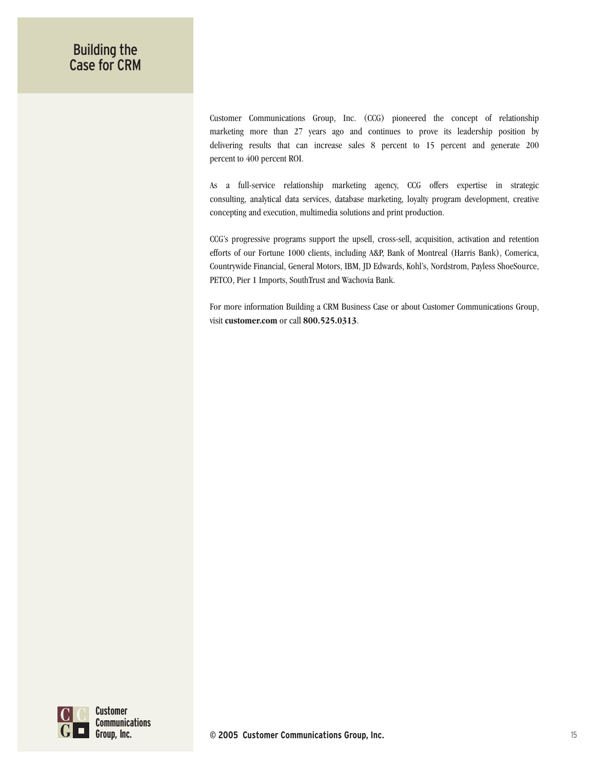Customer Communications Group, Inc. (CCG) pioneered the concept of relationship marketing more than 27 years ago and continues to prove its leadership position by delivering results that can increase sales 8 percent to 15 percent and generate 200 percent to 400 percent ROI.

As a full-service relationship marketing agency, CCG offers expertise in strategic consulting, analytical data services, database marketing, loyalty program development, creative concepting and execution, multimedia solutions and print production.

CCG's progressive programs support the upsell, cross-sell, acquisition, activation and retention efforts of our Fortune 1000 clients, including A&P, Bank of Montreal (Harris Bank), Comerica, Countrywide Financial, General Motors, IBM, JD Edwards, Kohl's, Nordstrom, Payless ShoeSource, PETCO, Pier 1 Imports, SouthTrust and Wachovia Bank.

For more information Building a CRM Business Case or about Customer Communications Group, visit **customer.com** or call **800.525.0313**.

Customer Communications Group, Inc.

© 2005 Customer Communications Group, Inc.